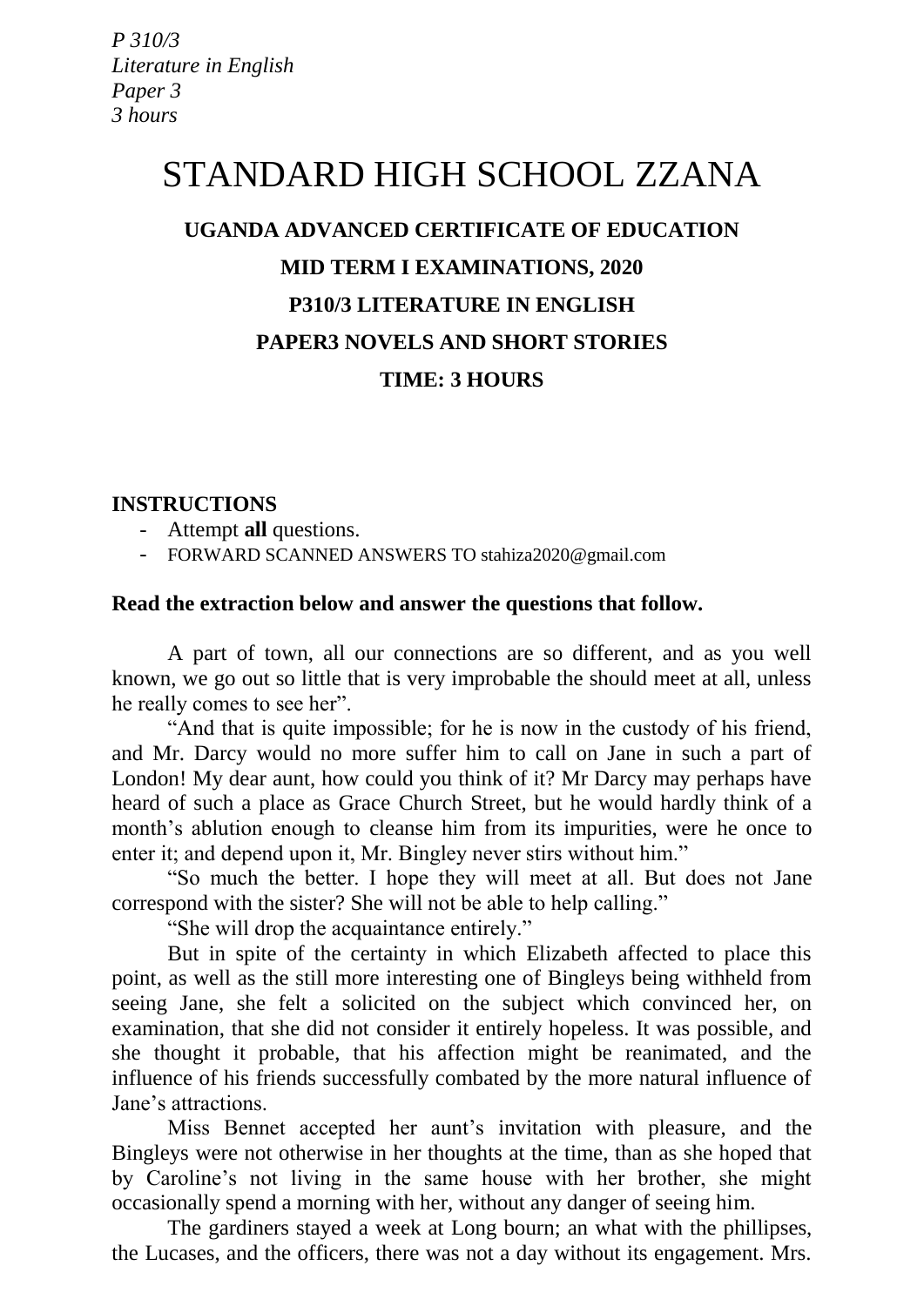*P 310/3*
*Literature in English*
*Paper 3*
*3 hours*

# STANDARD HIGH SCHOOL ZZANA

## UGANDA ADVANCED CERTIFICATE OF EDUCATION

## MID TERM I EXAMINATIONS, 2020

## P310/3 LITERATURE IN ENGLISH

## PAPER3 NOVELS AND SHORT STORIES

## TIME: 3 HOURS

**INSTRUCTIONS**

- Attempt **all** questions.
- FORWARD SCANNED ANSWERS TO stahiza2020@gmail.com

**Read the extraction below and answer the questions that follow.**

A part of town, all our connections are so different, and as you well known, we go out so little that is very improbable the should meet at all, unless he really comes to see her".

"And that is quite impossible; for he is now in the custody of his friend, and Mr. Darcy would no more suffer him to call on Jane in such a part of London! My dear aunt, how could you think of it? Mr Darcy may perhaps have heard of such a place as Grace Church Street, but he would hardly think of a month's ablution enough to cleanse him from its impurities, were he once to enter it; and depend upon it, Mr. Bingley never stirs without him."

"So much the better. I hope they will meet at all. But does not Jane correspond with the sister? She will not be able to help calling."

"She will drop the acquaintance entirely."

But in spite of the certainty in which Elizabeth affected to place this point, as well as the still more interesting one of Bingleys being withheld from seeing Jane, she felt a solicited on the subject which convinced her, on examination, that she did not consider it entirely hopeless. It was possible, and she thought it probable, that his affection might be reanimated, and the influence of his friends successfully combated by the more natural influence of Jane's attractions.

Miss Bennet accepted her aunt's invitation with pleasure, and the Bingleys were not otherwise in her thoughts at the time, than as she hoped that by Caroline's not living in the same house with her brother, she might occasionally spend a morning with her, without any danger of seeing him.

The gardiners stayed a week at Long bourn; an what with the phillipses, the Lucases, and the officers, there was not a day without its engagement. Mrs.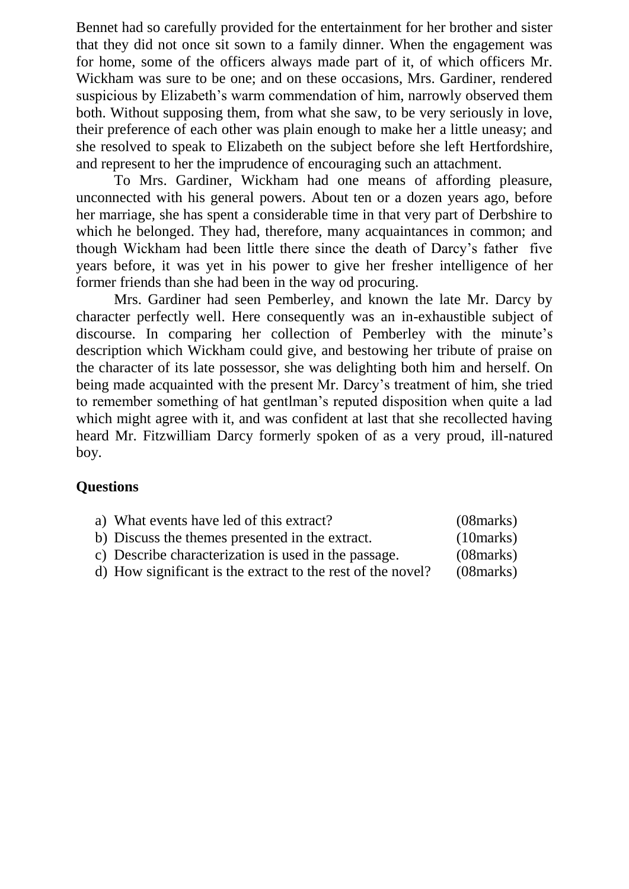Bennet had so carefully provided for the entertainment for her brother and sister that they did not once sit sown to a family dinner. When the engagement was for home, some of the officers always made part of it, of which officers Mr. Wickham was sure to be one; and on these occasions, Mrs. Gardiner, rendered suspicious by Elizabeth's warm commendation of him, narrowly observed them both. Without supposing them, from what she saw, to be very seriously in love, their preference of each other was plain enough to make her a little uneasy; and she resolved to speak to Elizabeth on the subject before she left Hertfordshire, and represent to her the imprudence of encouraging such an attachment.

To Mrs. Gardiner, Wickham had one means of affording pleasure, unconnected with his general powers. About ten or a dozen years ago, before her marriage, she has spent a considerable time in that very part of Derbshire to which he belonged. They had, therefore, many acquaintances in common; and though Wickham had been little there since the death of Darcy's father five years before, it was yet in his power to give her fresher intelligence of her former friends than she had been in the way od procuring.

Mrs. Gardiner had seen Pemberley, and known the late Mr. Darcy by character perfectly well. Here consequently was an in-exhaustible subject of discourse. In comparing her collection of Pemberley with the minute's description which Wickham could give, and bestowing her tribute of praise on the character of its late possessor, she was delighting both him and herself. On being made acquainted with the present Mr. Darcy's treatment of him, she tried to remember something of hat gentlman's reputed disposition when quite a lad which might agree with it, and was confident at last that she recollected having heard Mr. Fitzwilliam Darcy formerly spoken of as a very proud, ill-natured boy.

**Questions**

a) What events have led of this extract? (08marks)

b) Discuss the themes presented in the extract. (10marks)

c) Describe characterization is used in the passage. (08marks)

d) How significant is the extract to the rest of the novel? (08marks)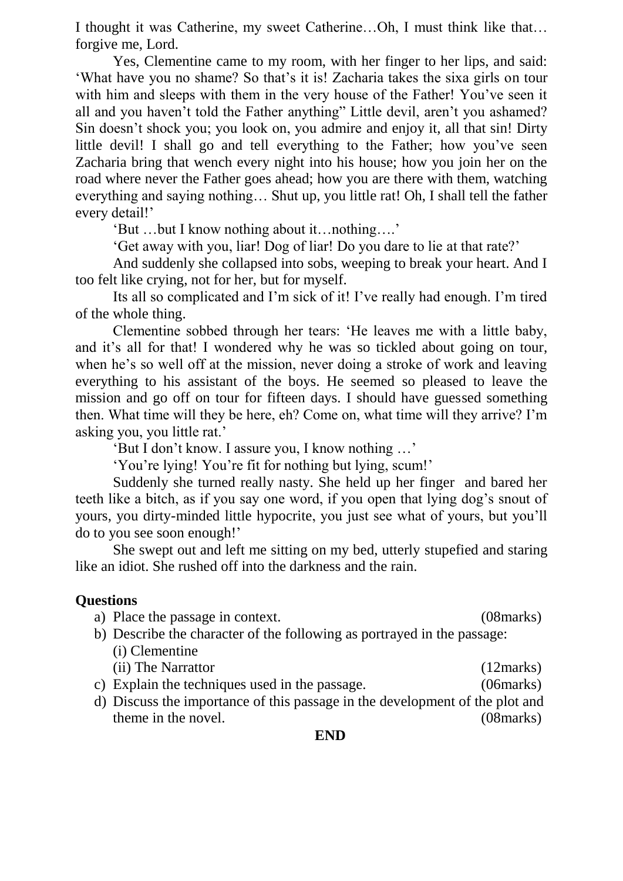I thought it was Catherine, my sweet Catherine…Oh, I must think like that… forgive me, Lord.

Yes, Clementine came to my room, with her finger to her lips, and said: 'What have you no shame? So that's it is! Zacharia takes the sixa girls on tour with him and sleeps with them in the very house of the Father! You've seen it all and you haven't told the Father anything" Little devil, aren't you ashamed? Sin doesn't shock you; you look on, you admire and enjoy it, all that sin! Dirty little devil! I shall go and tell everything to the Father; how you've seen Zacharia bring that wench every night into his house; how you join her on the road where never the Father goes ahead; how you are there with them, watching everything and saying nothing… Shut up, you little rat! Oh, I shall tell the father every detail!'

'But …but I know nothing about it…nothing….'

'Get away with you, liar! Dog of liar! Do you dare to lie at that rate?'

And suddenly she collapsed into sobs, weeping to break your heart. And I too felt like crying, not for her, but for myself.

Its all so complicated and I'm sick of it! I've really had enough. I'm tired of the whole thing.

Clementine sobbed through her tears: 'He leaves me with a little baby, and it's all for that! I wondered why he was so tickled about going on tour, when he's so well off at the mission, never doing a stroke of work and leaving everything to his assistant of the boys. He seemed so pleased to leave the mission and go off on tour for fifteen days. I should have guessed something then. What time will they be here, eh? Come on, what time will they arrive? I'm asking you, you little rat.'

'But I don't know. I assure you, I know nothing …'

'You're lying! You're fit for nothing but lying, scum!'

Suddenly she turned really nasty. She held up her finger and bared her teeth like a bitch, as if you say one word, if you open that lying dog's snout of yours, you dirty-minded little hypocrite, you just see what of yours, but you'll do to you see soon enough!'

She swept out and left me sitting on my bed, utterly stupefied and staring like an idiot. She rushed off into the darkness and the rain.

**Questions**

a) Place the passage in context. (08marks)

b) Describe the character of the following as portrayed in the passage:
   (i) Clementine
   (ii) The Narrattor (12marks)

c) Explain the techniques used in the passage. (06marks)

d) Discuss the importance of this passage in the development of the plot and theme in the novel. (08marks)

**END**